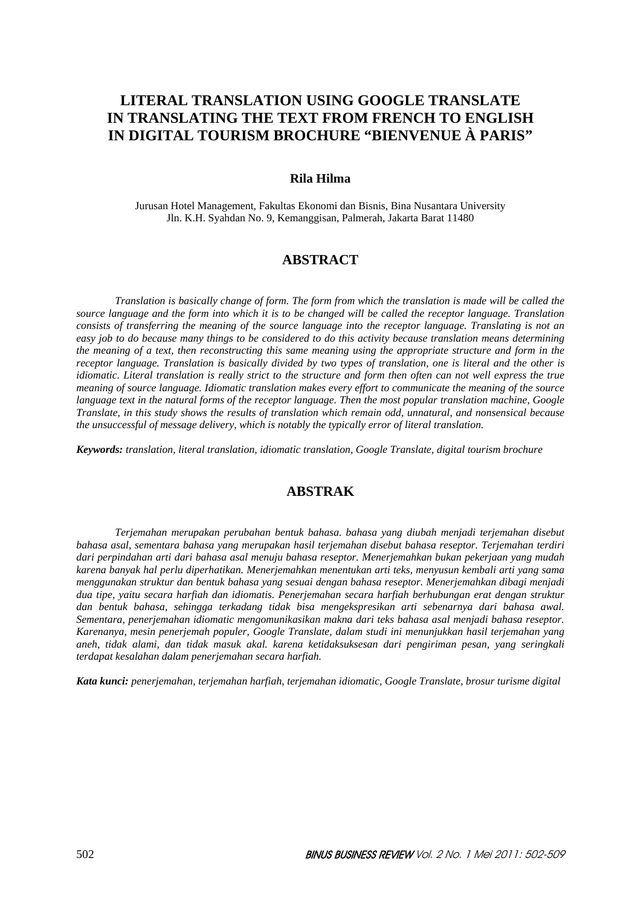# LITERAL TRANSLATION USING GOOGLE TRANSLATE IN TRANSLATING THE TEXT FROM FRENCH TO ENGLISH IN DIGITAL TOURISM BROCHURE "BIENVENUE À PARIS"

**Rila Hilma**

Jurusan Hotel Management, Fakultas Ekonomi dan Bisnis, Bina Nusantara University
Jln. K.H. Syahdan No. 9, Kemanggisan, Palmerah, Jakarta Barat 11480

## ABSTRACT

*Translation is basically change of form. The form from which the translation is made will be called the source language and the form into which it is to be changed will be called the receptor language. Translation consists of transferring the meaning of the source language into the receptor language. Translating is not an easy job to do because many things to be considered to do this activity because translation means determining the meaning of a text, then reconstructing this same meaning using the appropriate structure and form in the receptor language. Translation is basically divided by two types of translation, one is literal and the other is idiomatic. Literal translation is really strict to the structure and form then often can not well express the true meaning of source language. Idiomatic translation makes every effort to communicate the meaning of the source language text in the natural forms of the receptor language. Then the most popular translation machine, Google Translate, in this study shows the results of translation which remain odd, unnatural, and nonsensical because the unsuccessful of message delivery, which is notably the typically error of literal translation.*

***Keywords:*** *translation, literal translation, idiomatic translation, Google Translate, digital tourism brochure*

## ABSTRAK

*Terjemahan merupakan perubahan bentuk bahasa. bahasa yang diubah menjadi terjemahan disebut bahasa asal, sementara bahasa yang merupakan hasil terjemahan disebut bahasa reseptor. Terjemahan terdiri dari perpindahan arti dari bahasa asal menuju bahasa reseptor. Menerjemahkan bukan pekerjaan yang mudah karena banyak hal perlu diperhatikan. Menerjemahkan menentukan arti teks, menyusun kembali arti yang sama menggunakan struktur dan bentuk bahasa yang sesuai dengan bahasa reseptor. Menerjemahkan dibagi menjadi dua tipe, yaitu secara harfiah dan idiomatis. Penerjemahan secara harfiah berhubungan erat dengan struktur dan bentuk bahasa, sehingga terkadang tidak bisa mengekspresikan arti sebenarnya dari bahasa awal. Sementara, penerjemahan idiomatic mengomunikasikan makna dari teks bahasa asal menjadi bahasa reseptor. Karenanya, mesin penerjemah populer, Google Translate, dalam studi ini menunjukkan hasil terjemahan yang aneh, tidak alami, dan tidak masuk akal. karena ketidaksuksesan dari pengiriman pesan, yang seringkali terdapat kesalahan dalam penerjemahan secara harfiah.*

***Kata kunci:*** *penerjemahan, terjemahan harfiah, terjemahan idiomatic, Google Translate, brosur turisme digital*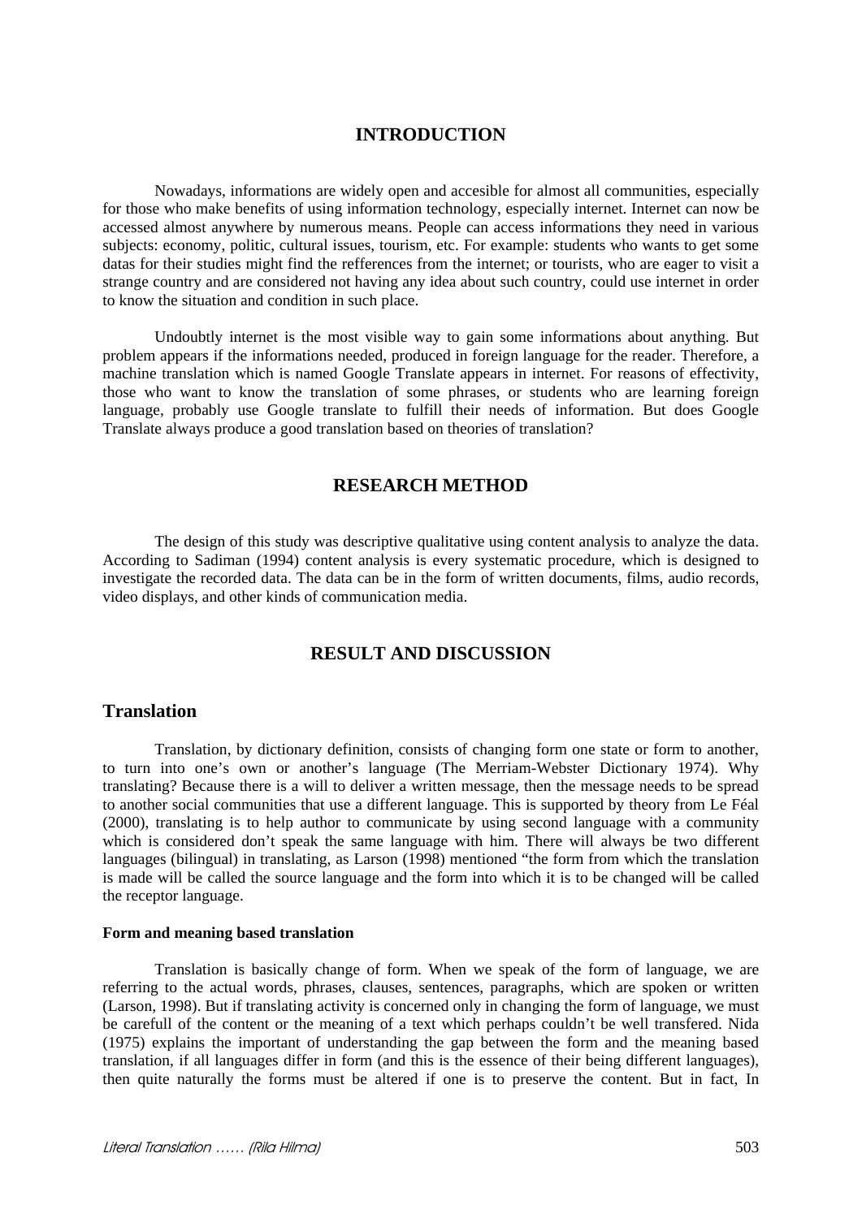## INTRODUCTION

Nowadays, informations are widely open and accesible for almost all communities, especially for those who make benefits of using information technology, especially internet. Internet can now be accessed almost anywhere by numerous means. People can access informations they need in various subjects: economy, politic, cultural issues, tourism, etc. For example: students who wants to get some datas for their studies might find the refferences from the internet; or tourists, who are eager to visit a strange country and are considered not having any idea about such country, could use internet in order to know the situation and condition in such place.

Undoubtly internet is the most visible way to gain some informations about anything. But problem appears if the informations needed, produced in foreign language for the reader. Therefore, a machine translation which is named Google Translate appears in internet. For reasons of effectivity, those who want to know the translation of some phrases, or students who are learning foreign language, probably use Google translate to fulfill their needs of information. But does Google Translate always produce a good translation based on theories of translation?

## RESEARCH METHOD

The design of this study was descriptive qualitative using content analysis to analyze the data. According to Sadiman (1994) content analysis is every systematic procedure, which is designed to investigate the recorded data. The data can be in the form of written documents, films, audio records, video displays, and other kinds of communication media.

## RESULT AND DISCUSSION

### Translation

Translation, by dictionary definition, consists of changing form one state or form to another, to turn into one's own or another's language (The Merriam-Webster Dictionary 1974). Why translating? Because there is a will to deliver a written message, then the message needs to be spread to another social communities that use a different language. This is supported by theory from Le Féal (2000), translating is to help author to communicate by using second language with a community which is considered don't speak the same language with him. There will always be two different languages (bilingual) in translating, as Larson (1998) mentioned "the form from which the translation is made will be called the source language and the form into which it is to be changed will be called the receptor language.

#### Form and meaning based translation

Translation is basically change of form. When we speak of the form of language, we are referring to the actual words, phrases, clauses, sentences, paragraphs, which are spoken or written (Larson, 1998). But if translating activity is concerned only in changing the form of language, we must be carefull of the content or the meaning of a text which perhaps couldn't be well transfered. Nida (1975) explains the important of understanding the gap between the form and the meaning based translation, if all languages differ in form (and this is the essence of their being different languages), then quite naturally the forms must be altered if one is to preserve the content. But in fact, In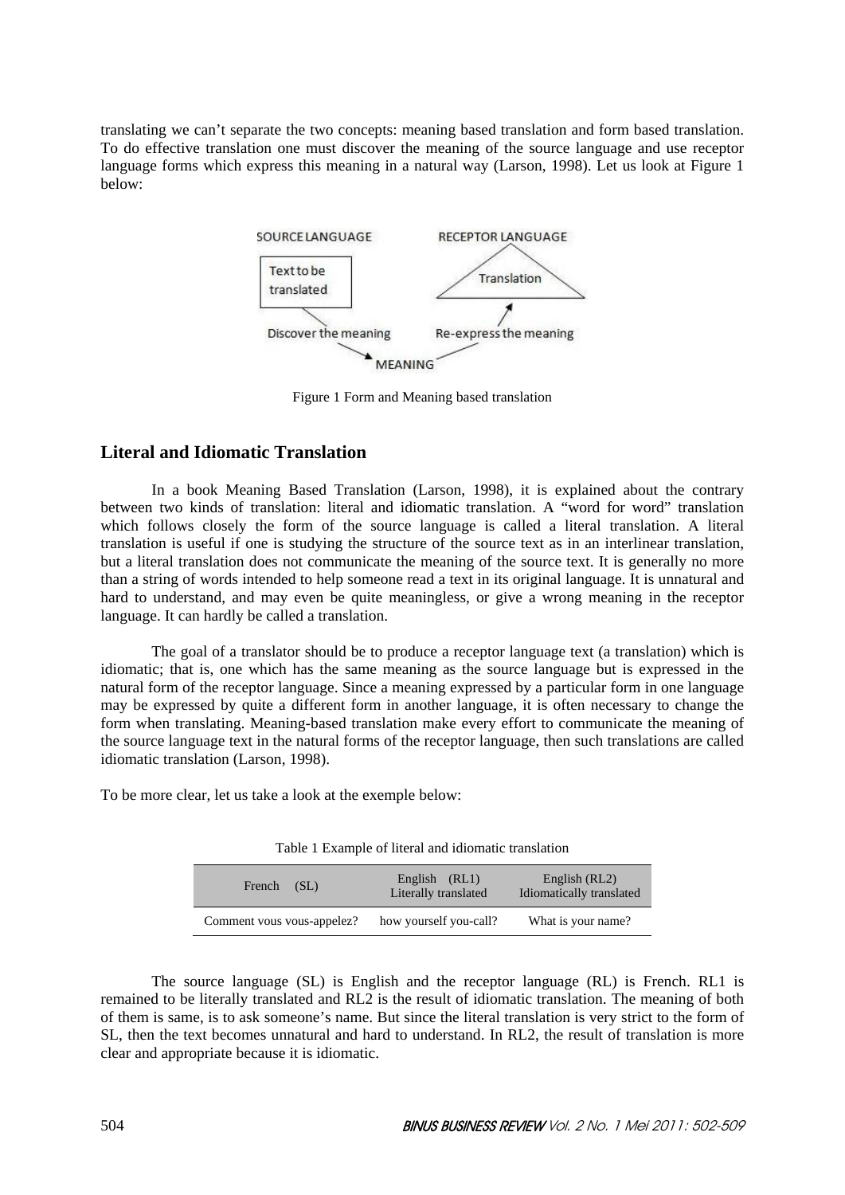translating we can't separate the two concepts: meaning based translation and form based translation. To do effective translation one must discover the meaning of the source language and use receptor language forms which express this meaning in a natural way (Larson, 1998). Let us look at Figure 1 below:

Figure 1 Form and Meaning based translation

## Literal and Idiomatic Translation

In a book Meaning Based Translation (Larson, 1998), it is explained about the contrary between two kinds of translation: literal and idiomatic translation. A "word for word" translation which follows closely the form of the source language is called a literal translation. A literal translation is useful if one is studying the structure of the source text as in an interlinear translation, but a literal translation does not communicate the meaning of the source text. It is generally no more than a string of words intended to help someone read a text in its original language. It is unnatural and hard to understand, and may even be quite meaningless, or give a wrong meaning in the receptor language. It can hardly be called a translation.

The goal of a translator should be to produce a receptor language text (a translation) which is idiomatic; that is, one which has the same meaning as the source language but is expressed in the natural form of the receptor language. Since a meaning expressed by a particular form in one language may be expressed by quite a different form in another language, it is often necessary to change the form when translating. Meaning-based translation make every effort to communicate the meaning of the source language text in the natural forms of the receptor language, then such translations are called idiomatic translation (Larson, 1998).

To be more clear, let us take a look at the exemple below:

Table 1 Example of literal and idiomatic translation

| French (SL) | English (RL1) Literally translated | English (RL2) Idiomatically translated |
|---|---|---|
| Comment vous vous-appelez? | how yourself you-call? | What is your name? |

The source language (SL) is English and the receptor language (RL) is French. RL1 is remained to be literally translated and RL2 is the result of idiomatic translation. The meaning of both of them is same, is to ask someone's name. But since the literal translation is very strict to the form of SL, then the text becomes unnatural and hard to understand. In RL2, the result of translation is more clear and appropriate because it is idiomatic.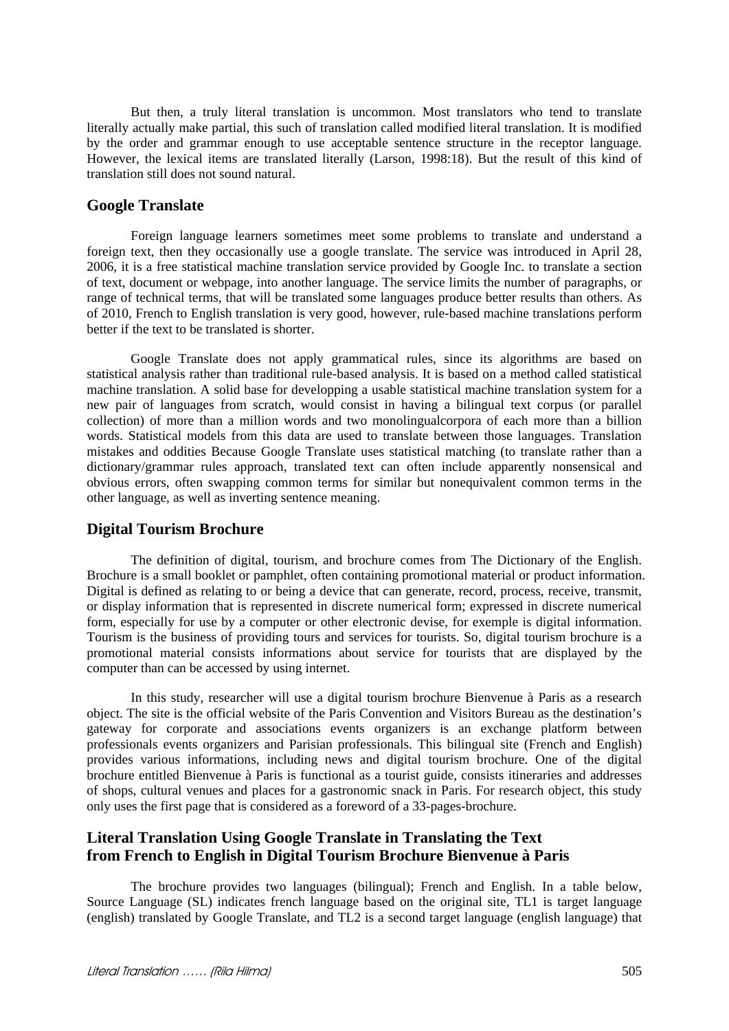But then, a truly literal translation is uncommon. Most translators who tend to translate literally actually make partial, this such of translation called modified literal translation. It is modified by the order and grammar enough to use acceptable sentence structure in the receptor language. However, the lexical items are translated literally (Larson, 1998:18). But the result of this kind of translation still does not sound natural.

## Google Translate

Foreign language learners sometimes meet some problems to translate and understand a foreign text, then they occasionally use a google translate. The service was introduced in April 28, 2006, it is a free statistical machine translation service provided by Google Inc. to translate a section of text, document or webpage, into another language. The service limits the number of paragraphs, or range of technical terms, that will be translated some languages produce better results than others. As of 2010, French to English translation is very good, however, rule-based machine translations perform better if the text to be translated is shorter.

Google Translate does not apply grammatical rules, since its algorithms are based on statistical analysis rather than traditional rule-based analysis. It is based on a method called statistical machine translation. A solid base for developping a usable statistical machine translation system for a new pair of languages from scratch, would consist in having a bilingual text corpus (or parallel collection) of more than a million words and two monolingualcorpora of each more than a billion words. Statistical models from this data are used to translate between those languages. Translation mistakes and oddities Because Google Translate uses statistical matching (to translate rather than a dictionary/grammar rules approach, translated text can often include apparently nonsensical and obvious errors, often swapping common terms for similar but nonequivalent common terms in the other language, as well as inverting sentence meaning.

## Digital Tourism Brochure

The definition of digital, tourism, and brochure comes from The Dictionary of the English. Brochure is a small booklet or pamphlet, often containing promotional material or product information. Digital is defined as relating to or being a device that can generate, record, process, receive, transmit, or display information that is represented in discrete numerical form; expressed in discrete numerical form, especially for use by a computer or other electronic devise, for exemple is digital information. Tourism is the business of providing tours and services for tourists. So, digital tourism brochure is a promotional material consists informations about service for tourists that are displayed by the computer than can be accessed by using internet.

In this study, researcher will use a digital tourism brochure Bienvenue à Paris as a research object. The site is the official website of the Paris Convention and Visitors Bureau as the destination's gateway for corporate and associations events organizers is an exchange platform between professionals events organizers and Parisian professionals. This bilingual site (French and English) provides various informations, including news and digital tourism brochure. One of the digital brochure entitled Bienvenue à Paris is functional as a tourist guide, consists itineraries and addresses of shops, cultural venues and places for a gastronomic snack in Paris. For research object, this study only uses the first page that is considered as a foreword of a 33-pages-brochure.

## Literal Translation Using Google Translate in Translating the Text from French to English in Digital Tourism Brochure Bienvenue à Paris

The brochure provides two languages (bilingual); French and English. In a table below, Source Language (SL) indicates french language based on the original site, TL1 is target language (english) translated by Google Translate, and TL2 is a second target language (english language) that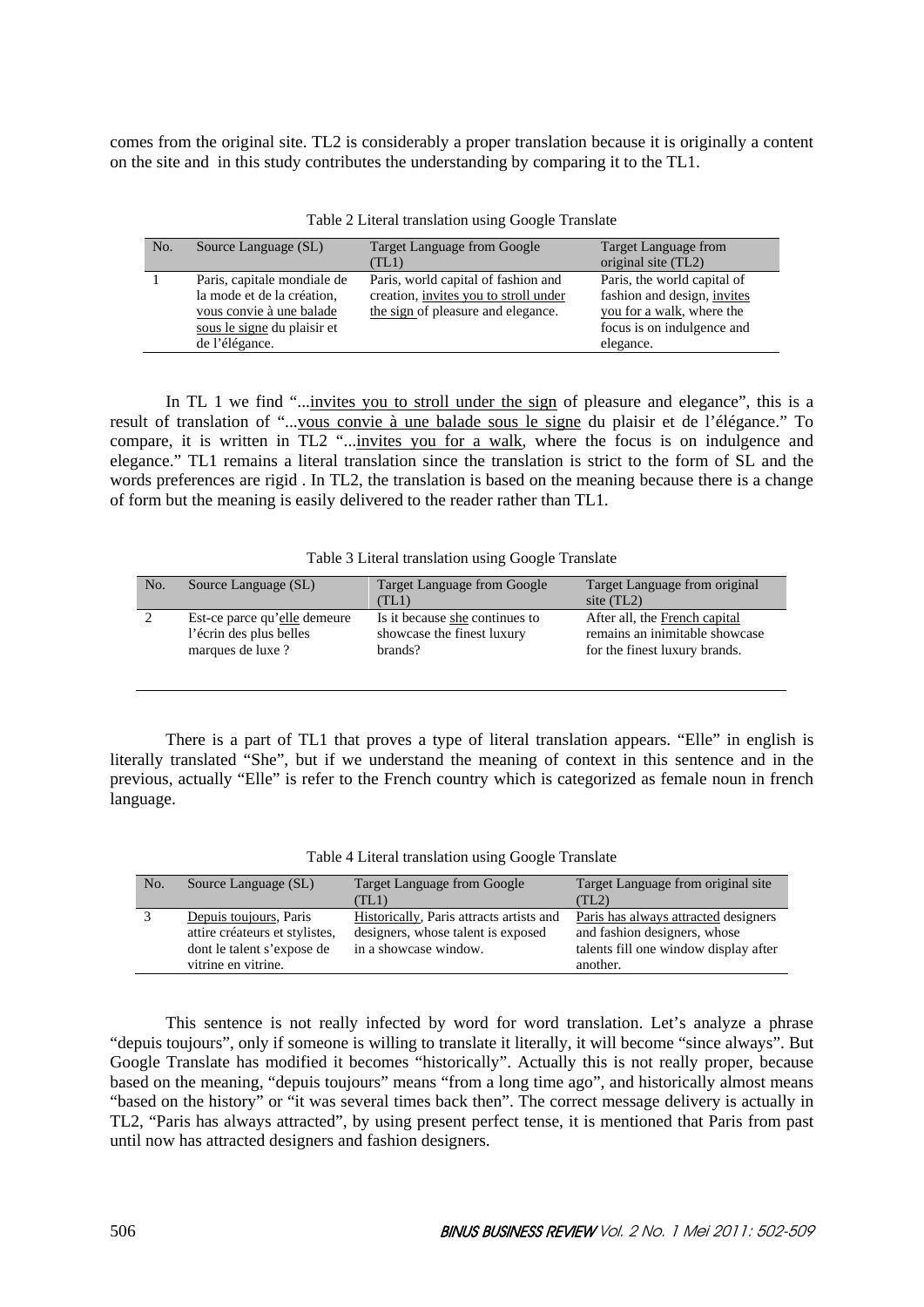comes from the original site. TL2 is considerably a proper translation because it is originally a content on the site and in this study contributes the understanding by comparing it to the TL1.

Table 2 Literal translation using Google Translate

| No. | Source Language (SL) | Target Language from Google (TL1) | Target Language from original site (TL2) |
|---|---|---|---|
| 1 | Paris, capitale mondiale de la mode et de la création, <u>vous convie à une balade sous le signe</u> du plaisir et de l'élégance. | Paris, world capital of fashion and creation, <u>invites you to stroll under the sign</u> of pleasure and elegance. | Paris, the world capital of fashion and design, <u>invites you for a walk</u>, where the focus is on indulgence and elegance. |

In TL 1 we find "...<u>invites you to stroll under the sign</u> of pleasure and elegance", this is a result of translation of "...<u>vous convie à une balade sous le signe</u> du plaisir et de l'élégance." To compare, it is written in TL2 "...<u>invites you for a walk</u>, where the focus is on indulgence and elegance." TL1 remains a literal translation since the translation is strict to the form of SL and the words preferences are rigid . In TL2, the translation is based on the meaning because there is a change of form but the meaning is easily delivered to the reader rather than TL1.

Table 3 Literal translation using Google Translate

| No. | Source Language (SL) | Target Language from Google (TL1) | Target Language from original site (TL2) |
|---|---|---|---|
| 2 | Est-ce parce qu'<u>elle</u> demeure l'écrin des plus belles marques de luxe ? | Is it because <u>she</u> continues to showcase the finest luxury brands? | After all, the <u>French capital</u> remains an inimitable showcase for the finest luxury brands. |

There is a part of TL1 that proves a type of literal translation appears. "Elle" in english is literally translated "She", but if we understand the meaning of context in this sentence and in the previous, actually "Elle" is refer to the French country which is categorized as female noun in french language.

Table 4 Literal translation using Google Translate

| No. | Source Language (SL) | Target Language from Google (TL1) | Target Language from original site (TL2) |
|---|---|---|---|
| 3 | <u>Depuis toujours</u>, Paris attire créateurs et stylistes, dont le talent s'expose de vitrine en vitrine. | <u>Historically</u>, Paris attracts artists and designers, whose talent is exposed in a showcase window. | <u>Paris has always attracted</u> designers and fashion designers, whose talents fill one window display after another. |

This sentence is not really infected by word for word translation. Let's analyze a phrase "depuis toujours", only if someone is willing to translate it literally, it will become "since always". But Google Translate has modified it becomes "historically". Actually this is not really proper, because based on the meaning, "depuis toujours" means "from a long time ago", and historically almost means "based on the history" or "it was several times back then". The correct message delivery is actually in TL2, "Paris has always attracted", by using present perfect tense, it is mentioned that Paris from past until now has attracted designers and fashion designers.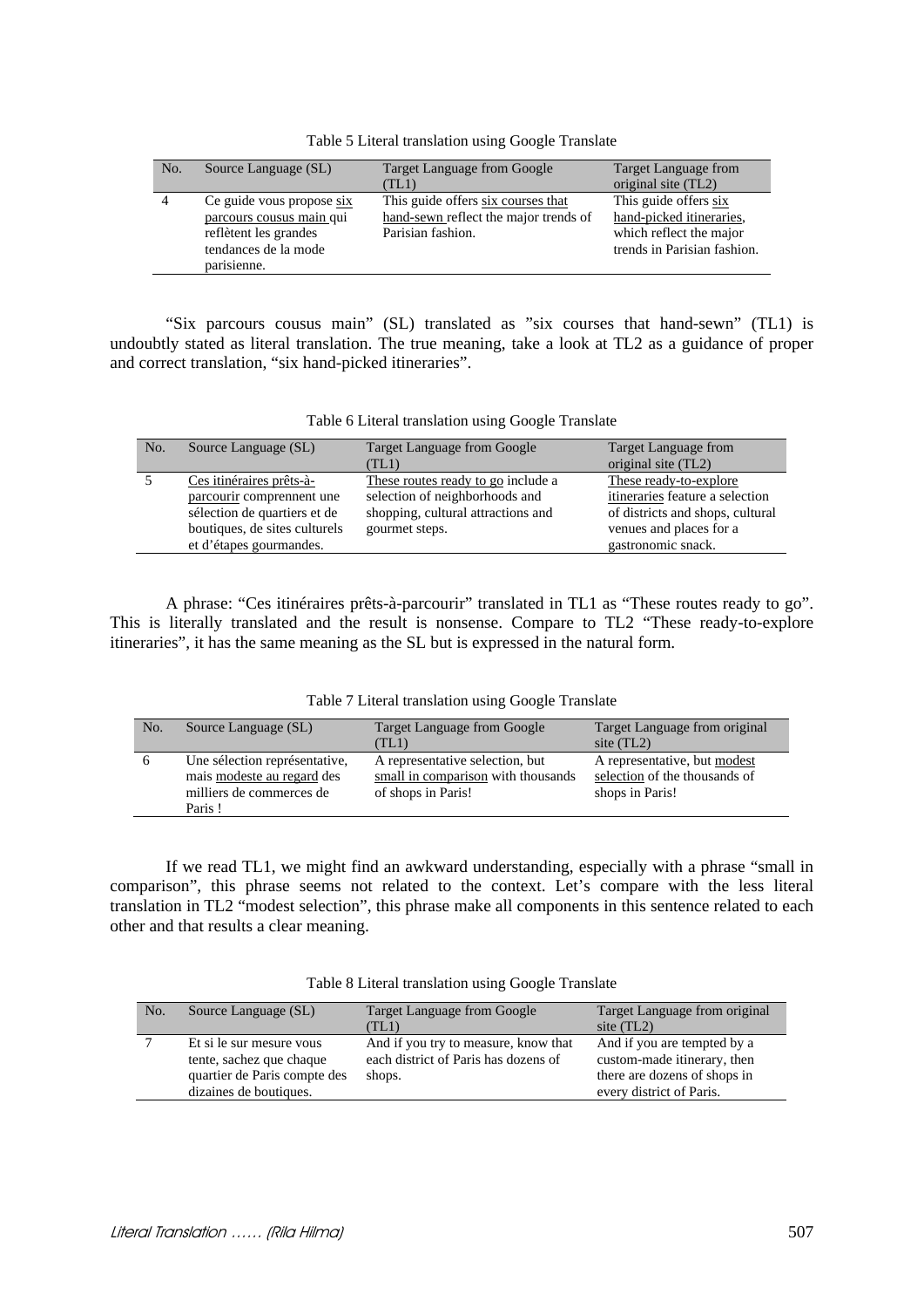Table 5 Literal translation using Google Translate

| No. | Source Language (SL) | Target Language from Google (TL1) | Target Language from original site (TL2) |
|---|---|---|---|
| 4 | Ce guide vous propose <u>six parcours cousus main</u> qui reflètent les grandes tendances de la mode parisienne. | This guide offers <u>six courses that hand-sewn</u> reflect the major trends of Parisian fashion. | This guide offers <u>six hand-picked itineraries</u>, which reflect the major trends in Parisian fashion. |

"Six parcours cousus main" (SL) translated as "six courses that hand-sewn" (TL1) is undoubtly stated as literal translation. The true meaning, take a look at TL2 as a guidance of proper and correct translation, "six hand-picked itineraries".

Table 6 Literal translation using Google Translate

| No. | Source Language (SL) | Target Language from Google (TL1) | Target Language from original site (TL2) |
|---|---|---|---|
| 5 | <u>Ces itinéraires prêts-à-parcourir</u> comprennent une sélection de quartiers et de boutiques, de sites culturels et d'étapes gourmandes. | <u>These routes ready to go</u> include a selection of neighborhoods and shopping, cultural attractions and gourmet steps. | <u>These ready-to-explore itineraries</u> feature a selection of districts and shops, cultural venues and places for a gastronomic snack. |

A phrase: "Ces itinéraires prêts-à-parcourir" translated in TL1 as "These routes ready to go". This is literally translated and the result is nonsense. Compare to TL2 "These ready-to-explore itineraries", it has the same meaning as the SL but is expressed in the natural form.

Table 7 Literal translation using Google Translate

| No. | Source Language (SL) | Target Language from Google (TL1) | Target Language from original site (TL2) |
|---|---|---|---|
| 6 | Une sélection représentative, mais <u>modeste au regard</u> des milliers de commerces de Paris ! | A representative selection, but <u>small in comparison</u> with thousands of shops in Paris! | A representative, but <u>modest selection</u> of the thousands of shops in Paris! |

If we read TL1, we might find an awkward understanding, especially with a phrase "small in comparison", this phrase seems not related to the context. Let's compare with the less literal translation in TL2 "modest selection", this phrase make all components in this sentence related to each other and that results a clear meaning.

Table 8 Literal translation using Google Translate

| No. | Source Language (SL) | Target Language from Google (TL1) | Target Language from original site (TL2) |
|---|---|---|---|
| 7 | Et si le sur mesure vous tente, sachez que chaque quartier de Paris compte des dizaines de boutiques. | And if you try to measure, know that each district of Paris has dozens of shops. | And if you are tempted by a custom-made itinerary, then there are dozens of shops in every district of Paris. |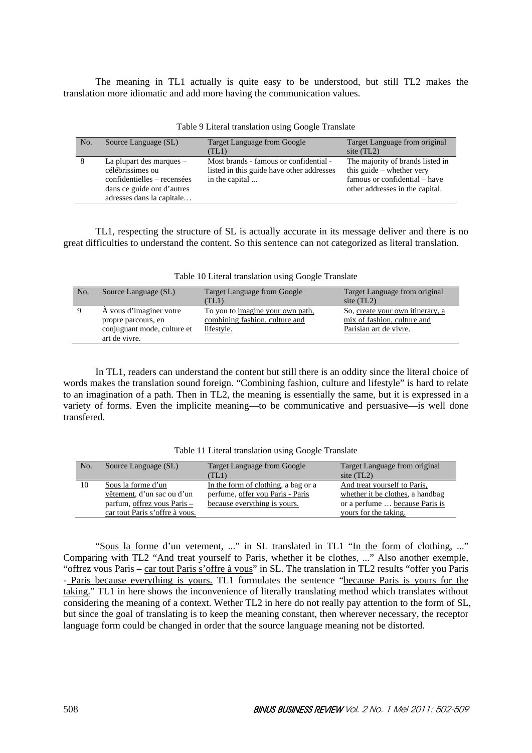The meaning in TL1 actually is quite easy to be understood, but still TL2 makes the translation more idiomatic and add more having the communication values.

Table 9 Literal translation using Google Translate

| No. | Source Language (SL) | Target Language from Google (TL1) | Target Language from original site (TL2) |
|---|---|---|---|
| 8 | La plupart des marques – célébrissimes ou confidentielles – recensées dans ce guide ont d'autres adresses dans la capitale… | Most brands - famous or confidential - listed in this guide have other addresses in the capital ... | The majority of brands listed in this guide – whether very famous or confidential – have other addresses in the capital. |

TL1, respecting the structure of SL is actually accurate in its message deliver and there is no great difficulties to understand the content. So this sentence can not categorized as literal translation.

Table 10 Literal translation using Google Translate

| No. | Source Language (SL) | Target Language from Google (TL1) | Target Language from original site (TL2) |
|---|---|---|---|
| 9 | À vous d'imaginer votre propre parcours, en conjuguant mode, culture et art de vivre. | To you to <u>imagine your own path, combining fashion, culture and lifestyle.</u> | So, <u>create your own itinerary, a mix of fashion, culture and Parisian art de vivre</u>. |

In TL1, readers can understand the content but still there is an oddity since the literal choice of words makes the translation sound foreign. "Combining fashion, culture and lifestyle" is hard to relate to an imagination of a path. Then in TL2, the meaning is essentially the same, but it is expressed in a variety of forms. Even the implicite meaning—to be communicative and persuasive—is well done transfered.

Table 11 Literal translation using Google Translate

| No. | Source Language (SL) | Target Language from Google (TL1) | Target Language from original site (TL2) |
|---|---|---|---|
| 10 | <u>Sous la forme d'un vêtement</u>, d'un sac ou d'un parfum, <u>offrez vous Paris – car tout Paris s'offre à vous.</u> | <u>In the form of clothing</u>, a bag or a perfume, <u>offer you Paris - Paris because everything is yours.</u> | <u>And treat yourself to Paris, whether it be clothes</u>, a handbag or a perfume … <u>because Paris is yours for the taking.</u> |

"<u>Sous la forme</u> d'un vetement, ..." in SL translated in TL1 "<u>In the form</u> of clothing, ..." Comparing with TL2 "<u>And treat yourself to Paris</u>, whether it be clothes, ..." Also another exemple, "offrez vous Paris – <u>car tout Paris s'offre à vous</u>" in SL. The translation in TL2 results "offer you Paris <u>- Paris because everything is yours.</u> TL1 formulates the sentence "<u>because Paris is yours for the taking.</u>" TL1 in here shows the inconvenience of literally translating method which translates without considering the meaning of a context. Wether TL2 in here do not really pay attention to the form of SL, but since the goal of translating is to keep the meaning constant, then wherever necessary, the receptor language form could be changed in order that the source language meaning not be distorted.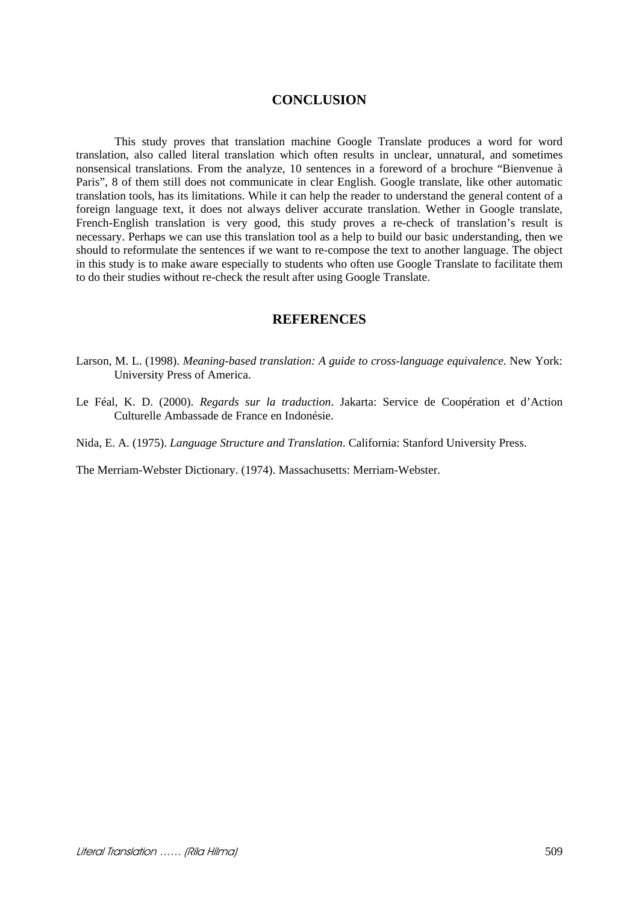## CONCLUSION

This study proves that translation machine Google Translate produces a word for word translation, also called literal translation which often results in unclear, unnatural, and sometimes nonsensical translations. From the analyze, 10 sentences in a foreword of a brochure "Bienvenue à Paris", 8 of them still does not communicate in clear English. Google translate, like other automatic translation tools, has its limitations. While it can help the reader to understand the general content of a foreign language text, it does not always deliver accurate translation. Wether in Google translate, French-English translation is very good, this study proves a re-check of translation's result is necessary. Perhaps we can use this translation tool as a help to build our basic understanding, then we should to reformulate the sentences if we want to re-compose the text to another language. The object in this study is to make aware especially to students who often use Google Translate to facilitate them to do their studies without re-check the result after using Google Translate.

## REFERENCES

Larson, M. L. (1998). *Meaning-based translation: A guide to cross-language equivalence*. New York: University Press of America.

Le Féal, K. D. (2000). *Regards sur la traduction*. Jakarta: Service de Coopération et d'Action Culturelle Ambassade de France en Indonésie.

Nida, E. A. (1975). *Language Structure and Translation*. California: Stanford University Press.

The Merriam-Webster Dictionary. (1974). Massachusetts: Merriam-Webster.